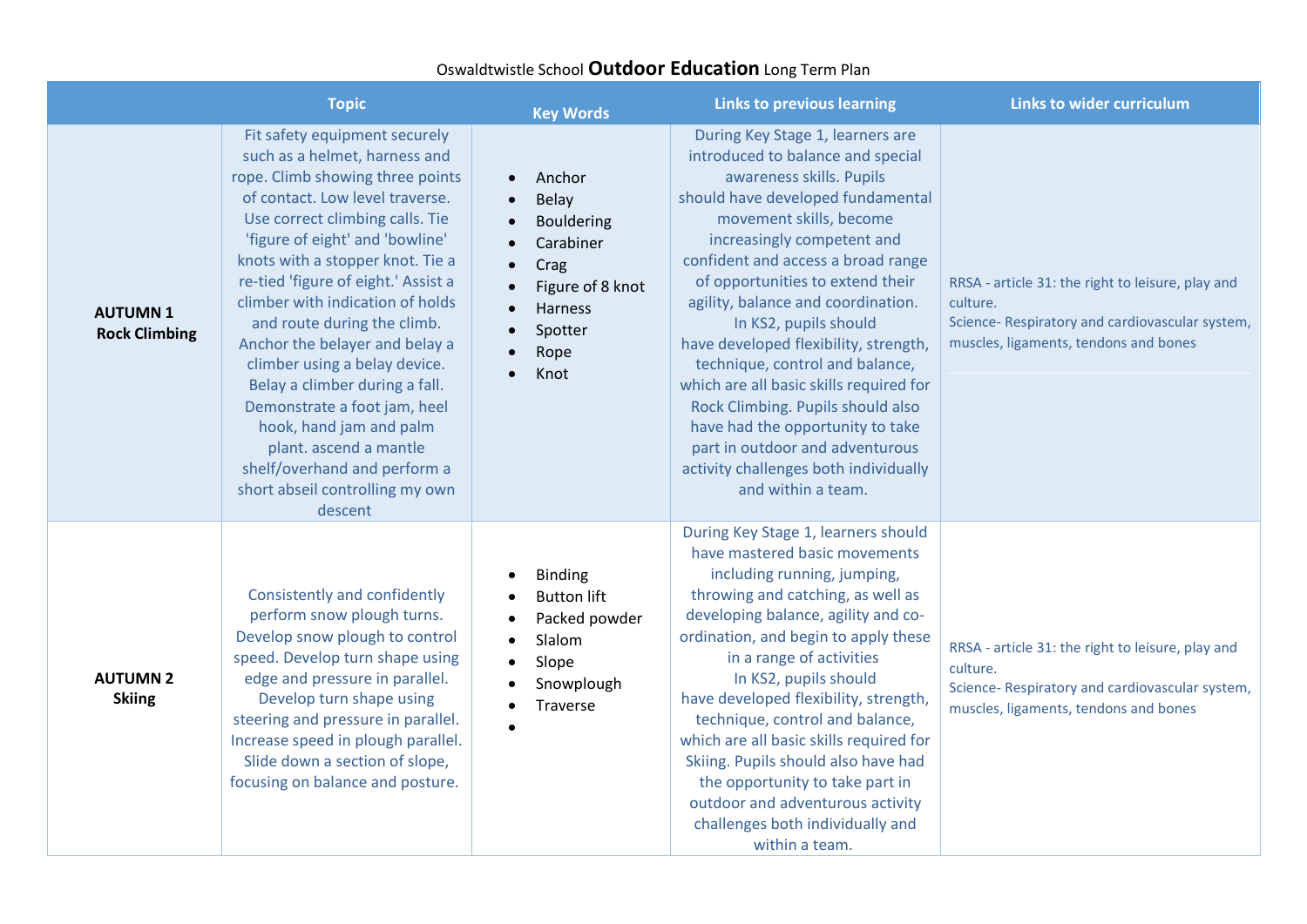Oswaldtwistle School **Outdoor Education** Long Term Plan

| | Topic | Key Words | Links to previous learning | Links to wider curriculum |
|---|---|---|---|---|
| **AUTUMN 1 Rock Climbing** | Fit safety equipment securely such as a helmet, harness and rope. Climb showing three points of contact. Low level traverse. Use correct climbing calls. Tie 'figure of eight' and 'bowline' knots with a stopper knot. Tie a re-tied 'figure of eight.' Assist a climber with indication of holds and route during the climb. Anchor the belayer and belay a climber using a belay device. Belay a climber during a fall. Demonstrate a foot jam, heel hook, hand jam and palm plant. ascend a mantle shelf/overhand and perform a short abseil controlling my own descent | • Anchor<br>• Belay<br>• Bouldering<br>• Carabiner<br>• Crag<br>• Figure of 8 knot<br>• Harness<br>• Spotter<br>• Rope<br>• Knot | During Key Stage 1, learners are introduced to balance and special awareness skills. Pupils should have developed fundamental movement skills, become increasingly competent and confident and access a broad range of opportunities to extend their agility, balance and coordination. In KS2, pupils should have developed flexibility, strength, technique, control and balance, which are all basic skills required for Rock Climbing. Pupils should also have had the opportunity to take part in outdoor and adventurous activity challenges both individually and within a team. | RRSA - article 31: the right to leisure, play and culture.<br>Science- Respiratory and cardiovascular system, muscles, ligaments, tendons and bones |
| **AUTUMN 2 Skiing** | Consistently and confidently perform snow plough turns. Develop snow plough to control speed. Develop turn shape using edge and pressure in parallel. Develop turn shape using steering and pressure in parallel. Increase speed in plough parallel. Slide down a section of slope, focusing on balance and posture. | • Binding<br>• Button lift<br>• Packed powder<br>• Slalom<br>• Slope<br>• Snowplough<br>• Traverse<br>• | During Key Stage 1, learners should have mastered basic movements including running, jumping, throwing and catching, as well as developing balance, agility and co-ordination, and begin to apply these in a range of activities In KS2, pupils should have developed flexibility, strength, technique, control and balance, which are all basic skills required for Skiing. Pupils should also have had the opportunity to take part in outdoor and adventurous activity challenges both individually and within a team. | RRSA - article 31: the right to leisure, play and culture.<br>Science- Respiratory and cardiovascular system, muscles, ligaments, tendons and bones |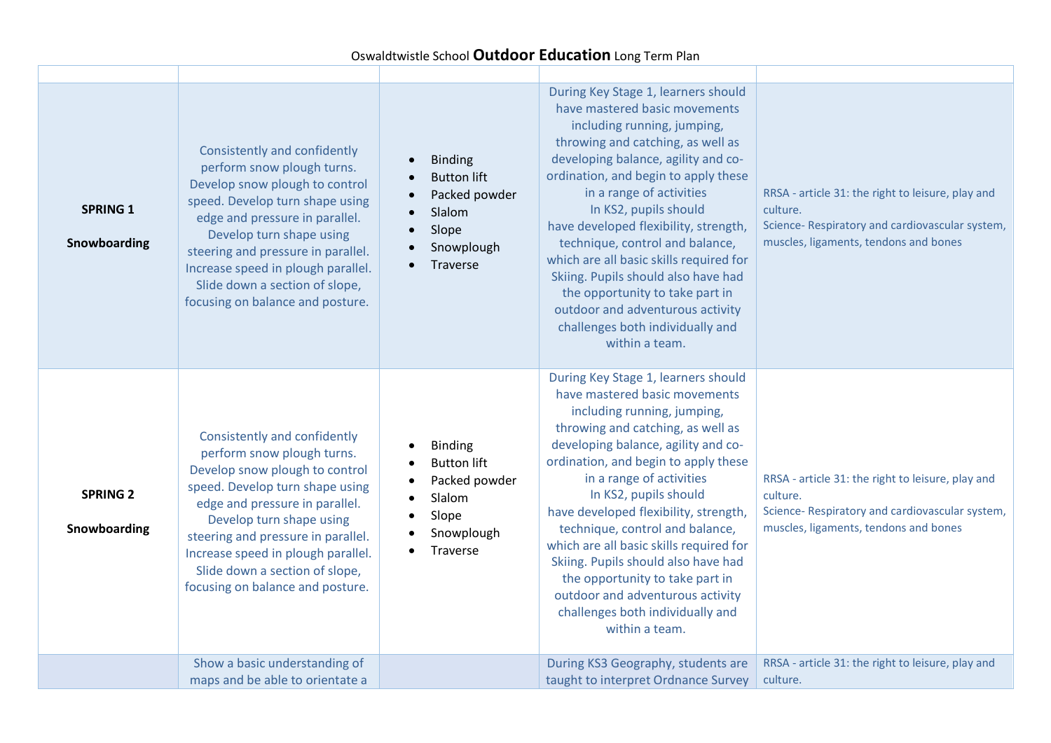Oswaldtwistle School **Outdoor Education** Long Term Plan

| | | | | |
|---|---|---|---|---|
| **SPRING 1**<br><br>**Snowboarding** | Consistently and confidently perform snow plough turns. Develop snow plough to control speed. Develop turn shape using edge and pressure in parallel. Develop turn shape using steering and pressure in parallel. Increase speed in plough parallel. Slide down a section of slope, focusing on balance and posture. | • Binding<br>• Button lift<br>• Packed powder<br>• Slalom<br>• Slope<br>• Snowplough<br>• Traverse | During Key Stage 1, learners should have mastered basic movements including running, jumping, throwing and catching, as well as developing balance, agility and co-ordination, and begin to apply these in a range of activities<br>In KS2, pupils should have developed flexibility, strength, technique, control and balance, which are all basic skills required for Skiing. Pupils should also have had the opportunity to take part in outdoor and adventurous activity challenges both individually and within a team. | RRSA - article 31: the right to leisure, play and culture.<br>Science- Respiratory and cardiovascular system, muscles, ligaments, tendons and bones |
| **SPRING 2**<br><br>**Snowboarding** | Consistently and confidently perform snow plough turns. Develop snow plough to control speed. Develop turn shape using edge and pressure in parallel. Develop turn shape using steering and pressure in parallel. Increase speed in plough parallel. Slide down a section of slope, focusing on balance and posture. | • Binding<br>• Button lift<br>• Packed powder<br>• Slalom<br>• Slope<br>• Snowplough<br>• Traverse | During Key Stage 1, learners should have mastered basic movements including running, jumping, throwing and catching, as well as developing balance, agility and co-ordination, and begin to apply these in a range of activities<br>In KS2, pupils should have developed flexibility, strength, technique, control and balance, which are all basic skills required for Skiing. Pupils should also have had the opportunity to take part in outdoor and adventurous activity challenges both individually and within a team. | RRSA - article 31: the right to leisure, play and culture.<br>Science- Respiratory and cardiovascular system, muscles, ligaments, tendons and bones |
| | Show a basic understanding of maps and be able to orientate a | | During KS3 Geography, students are taught to interpret Ordnance Survey | RRSA - article 31: the right to leisure, play and culture. |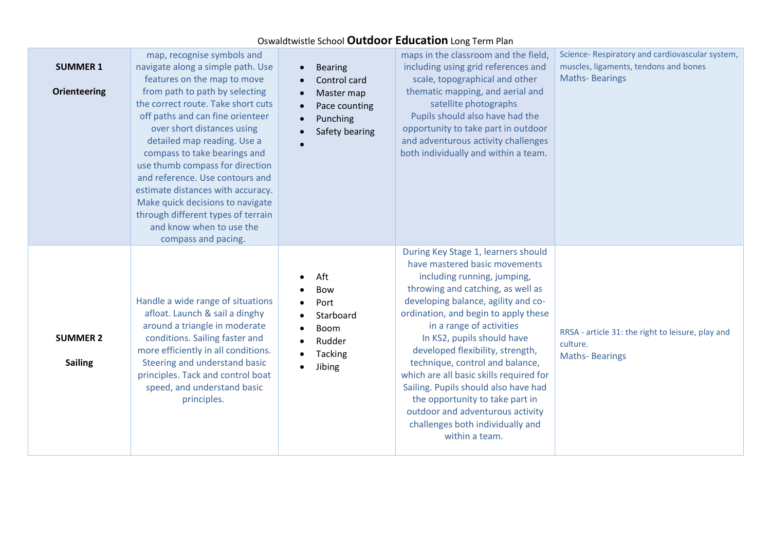Oswaldtwistle School **Outdoor Education** Long Term Plan

| | | | | |
|---|---|---|---|---|
| **SUMMER 1**<br><br>**Orienteering** | map, recognise symbols and navigate along a simple path. Use features on the map to move from path to path by selecting the correct route. Take short cuts off paths and can fine orienteer over short distances using detailed map reading. Use a compass to take bearings and use thumb compass for direction and reference. Use contours and estimate distances with accuracy. Make quick decisions to navigate through different types of terrain and know when to use the compass and pacing. | • Bearing<br>• Control card<br>• Master map<br>• Pace counting<br>• Punching<br>• Safety bearing<br>• | maps in the classroom and the field, including using grid references and scale, topographical and other thematic mapping, and aerial and satellite photographs<br>Pupils should also have had the opportunity to take part in outdoor and adventurous activity challenges both individually and within a team. | Science- Respiratory and cardiovascular system, muscles, ligaments, tendons and bones<br>Maths- Bearings |
| **SUMMER 2**<br><br>**Sailing** | Handle a wide range of situations afloat. Launch & sail a dinghy around a triangle in moderate conditions. Sailing faster and more efficiently in all conditions. Steering and understand basic principles. Tack and control boat speed, and understand basic principles. | • Aft<br>• Bow<br>• Port<br>• Starboard<br>• Boom<br>• Rudder<br>• Tacking<br>• Jibing | During Key Stage 1, learners should have mastered basic movements including running, jumping, throwing and catching, as well as developing balance, agility and co-ordination, and begin to apply these in a range of activities<br>In KS2, pupils should have developed flexibility, strength, technique, control and balance, which are all basic skills required for Sailing. Pupils should also have had the opportunity to take part in outdoor and adventurous activity challenges both individually and within a team. | RRSA - article 31: the right to leisure, play and culture.<br>Maths- Bearings |